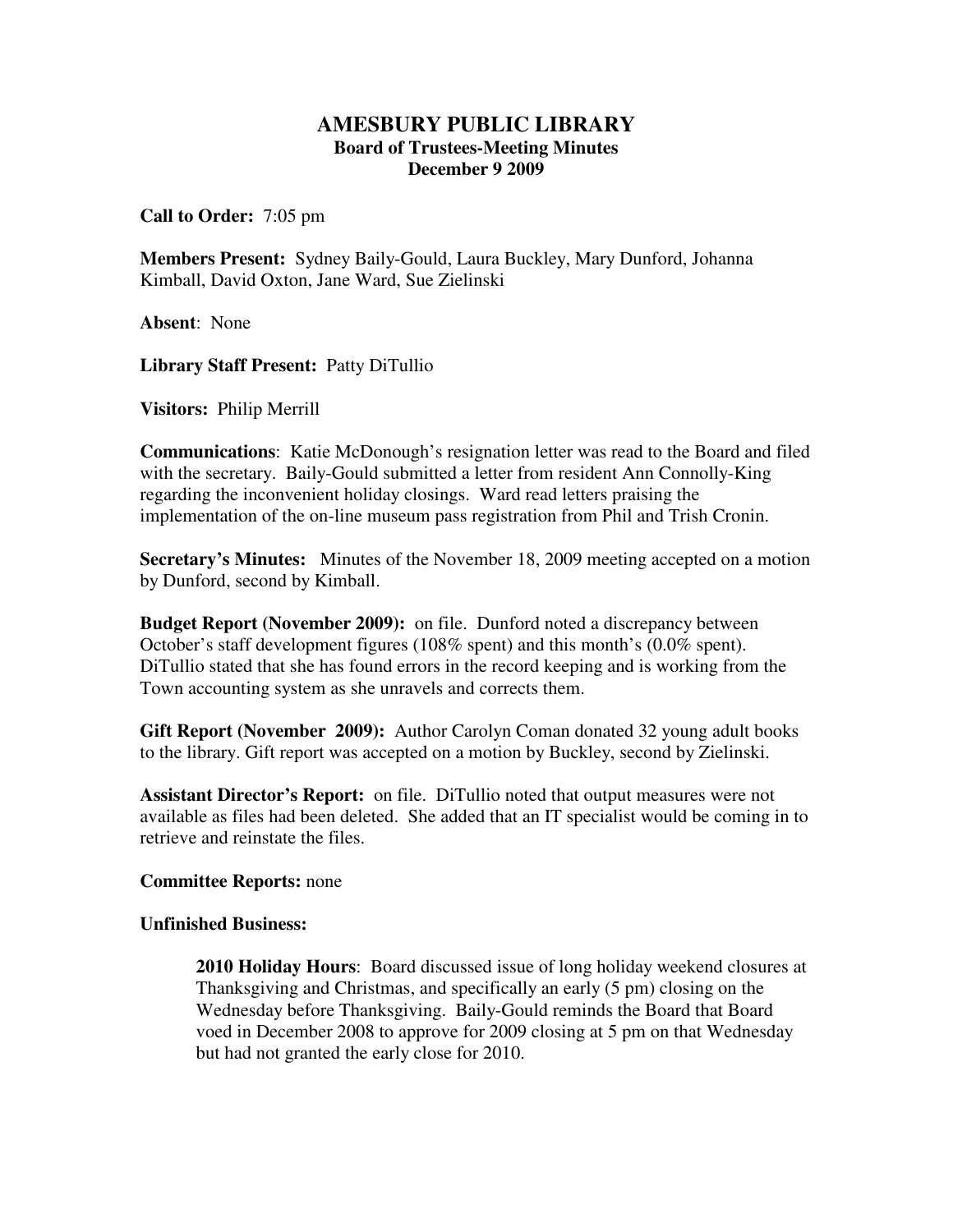# AMESBURY PUBLIC LIBRARY

## Board of Trustees-Meeting Minutes

### December 9 2009

**Call to Order:** 7:05 pm

**Members Present:** Sydney Baily-Gould, Laura Buckley, Mary Dunford, Johanna Kimball, David Oxton, Jane Ward, Sue Zielinski

**Absent**: None

**Library Staff Present:** Patty DiTullio

**Visitors:** Philip Merrill

**Communications**: Katie McDonough's resignation letter was read to the Board and filed with the secretary. Baily-Gould submitted a letter from resident Ann Connolly-King regarding the inconvenient holiday closings. Ward read letters praising the implementation of the on-line museum pass registration from Phil and Trish Cronin.

**Secretary's Minutes:** Minutes of the November 18, 2009 meeting accepted on a motion by Dunford, second by Kimball.

**Budget Report (November 2009):** on file. Dunford noted a discrepancy between October's staff development figures (108% spent) and this month's (0.0% spent). DiTullio stated that she has found errors in the record keeping and is working from the Town accounting system as she unravels and corrects them.

**Gift Report (November 2009):** Author Carolyn Coman donated 32 young adult books to the library. Gift report was accepted on a motion by Buckley, second by Zielinski.

**Assistant Director's Report:** on file. DiTullio noted that output measures were not available as files had been deleted. She added that an IT specialist would be coming in to retrieve and reinstate the files.

**Committee Reports:** none

**Unfinished Business:**

> **2010 Holiday Hours**: Board discussed issue of long holiday weekend closures at Thanksgiving and Christmas, and specifically an early (5 pm) closing on the Wednesday before Thanksgiving. Baily-Gould reminds the Board that Board voed in December 2008 to approve for 2009 closing at 5 pm on that Wednesday but had not granted the early close for 2010.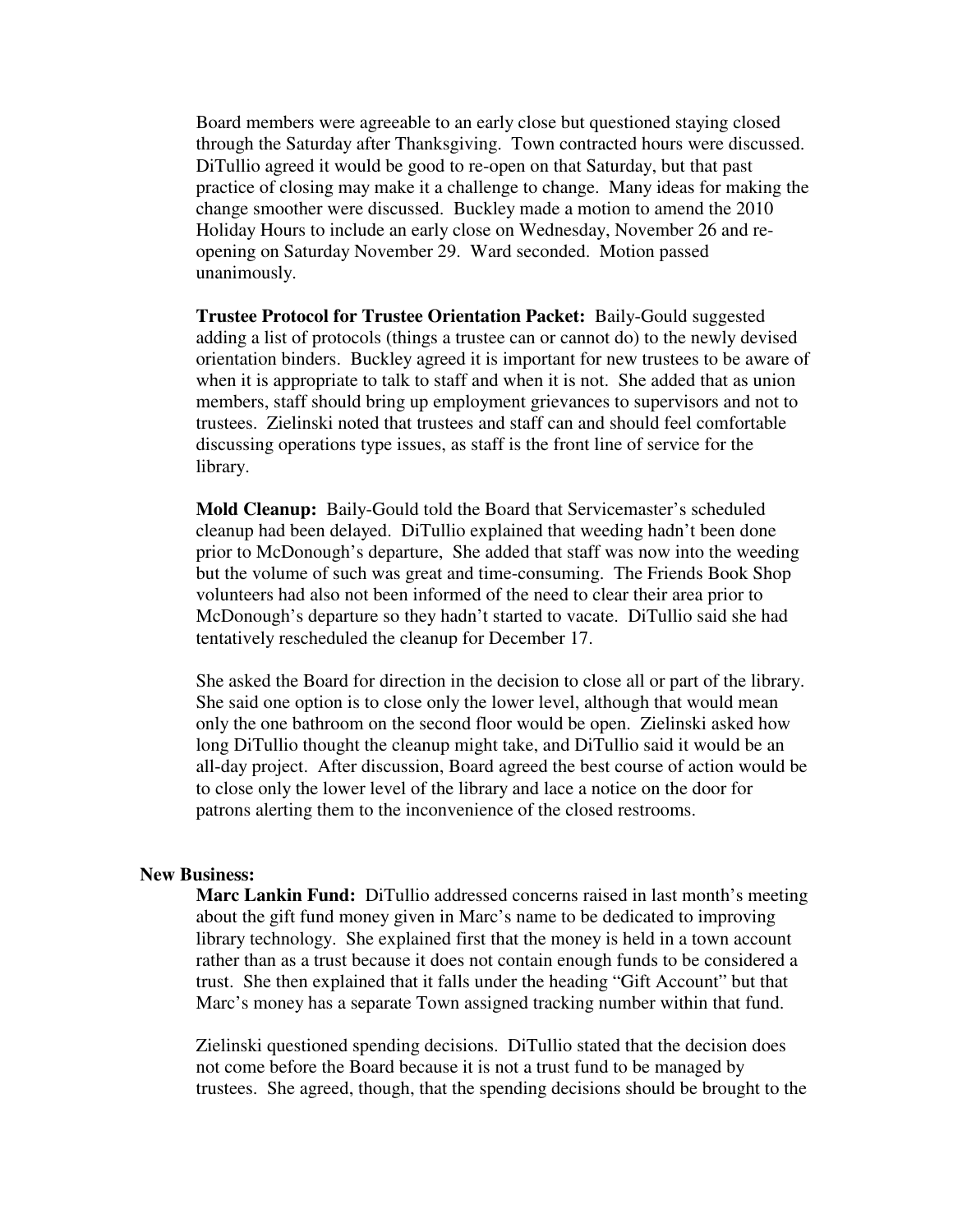Board members were agreeable to an early close but questioned staying closed through the Saturday after Thanksgiving. Town contracted hours were discussed. DiTullio agreed it would be good to re-open on that Saturday, but that past practice of closing may make it a challenge to change. Many ideas for making the change smoother were discussed. Buckley made a motion to amend the 2010 Holiday Hours to include an early close on Wednesday, November 26 and re-opening on Saturday November 29. Ward seconded. Motion passed unanimously.

**Trustee Protocol for Trustee Orientation Packet:** Baily-Gould suggested adding a list of protocols (things a trustee can or cannot do) to the newly devised orientation binders. Buckley agreed it is important for new trustees to be aware of when it is appropriate to talk to staff and when it is not. She added that as union members, staff should bring up employment grievances to supervisors and not to trustees. Zielinski noted that trustees and staff can and should feel comfortable discussing operations type issues, as staff is the front line of service for the library.

**Mold Cleanup:** Baily-Gould told the Board that Servicemaster's scheduled cleanup had been delayed. DiTullio explained that weeding hadn't been done prior to McDonough's departure, She added that staff was now into the weeding but the volume of such was great and time-consuming. The Friends Book Shop volunteers had also not been informed of the need to clear their area prior to McDonough's departure so they hadn't started to vacate. DiTullio said she had tentatively rescheduled the cleanup for December 17.

She asked the Board for direction in the decision to close all or part of the library. She said one option is to close only the lower level, although that would mean only the one bathroom on the second floor would be open. Zielinski asked how long DiTullio thought the cleanup might take, and DiTullio said it would be an all-day project. After discussion, Board agreed the best course of action would be to close only the lower level of the library and lace a notice on the door for patrons alerting them to the inconvenience of the closed restrooms.

**New Business:**

**Marc Lankin Fund:** DiTullio addressed concerns raised in last month's meeting about the gift fund money given in Marc's name to be dedicated to improving library technology. She explained first that the money is held in a town account rather than as a trust because it does not contain enough funds to be considered a trust. She then explained that it falls under the heading "Gift Account" but that Marc's money has a separate Town assigned tracking number within that fund.

Zielinski questioned spending decisions. DiTullio stated that the decision does not come before the Board because it is not a trust fund to be managed by trustees. She agreed, though, that the spending decisions should be brought to the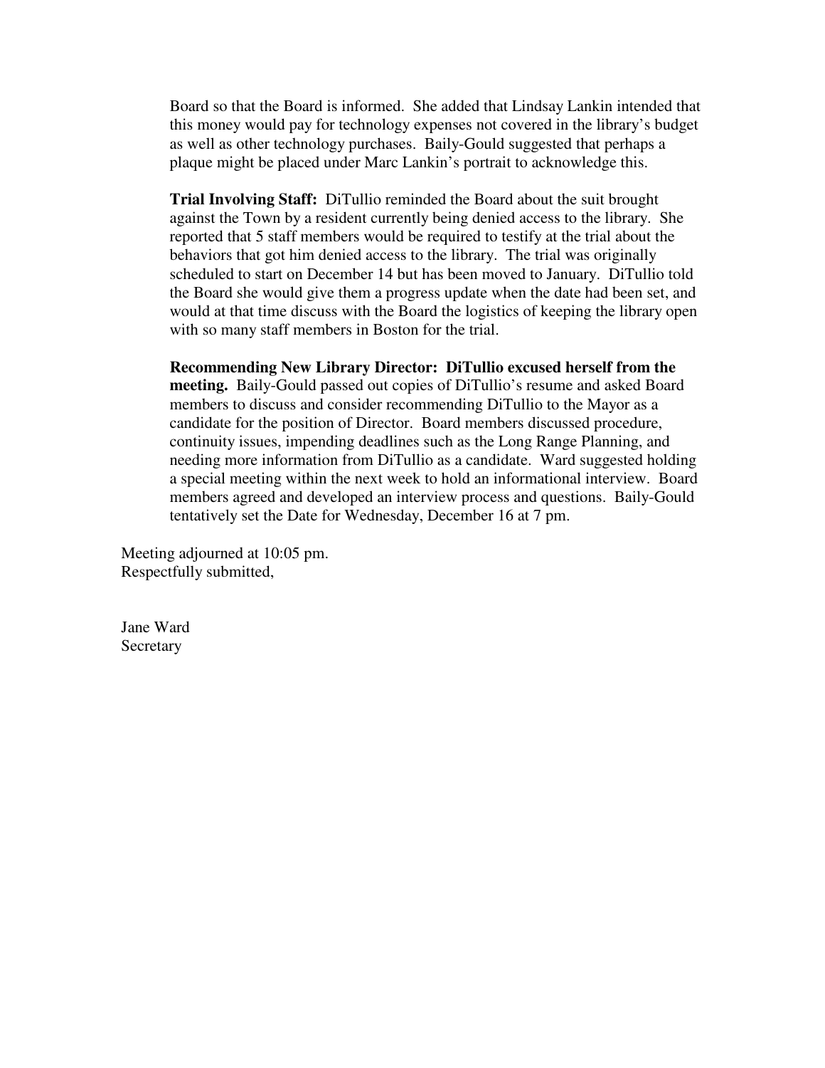Board so that the Board is informed. She added that Lindsay Lankin intended that this money would pay for technology expenses not covered in the library's budget as well as other technology purchases. Baily-Gould suggested that perhaps a plaque might be placed under Marc Lankin's portrait to acknowledge this.

**Trial Involving Staff:** DiTullio reminded the Board about the suit brought against the Town by a resident currently being denied access to the library. She reported that 5 staff members would be required to testify at the trial about the behaviors that got him denied access to the library. The trial was originally scheduled to start on December 14 but has been moved to January. DiTullio told the Board she would give them a progress update when the date had been set, and would at that time discuss with the Board the logistics of keeping the library open with so many staff members in Boston for the trial.

**Recommending New Library Director: DiTullio excused herself from the meeting.** Baily-Gould passed out copies of DiTullio's resume and asked Board members to discuss and consider recommending DiTullio to the Mayor as a candidate for the position of Director. Board members discussed procedure, continuity issues, impending deadlines such as the Long Range Planning, and needing more information from DiTullio as a candidate. Ward suggested holding a special meeting within the next week to hold an informational interview. Board members agreed and developed an interview process and questions. Baily-Gould tentatively set the Date for Wednesday, December 16 at 7 pm.

Meeting adjourned at 10:05 pm.
Respectfully submitted,

Jane Ward
Secretary